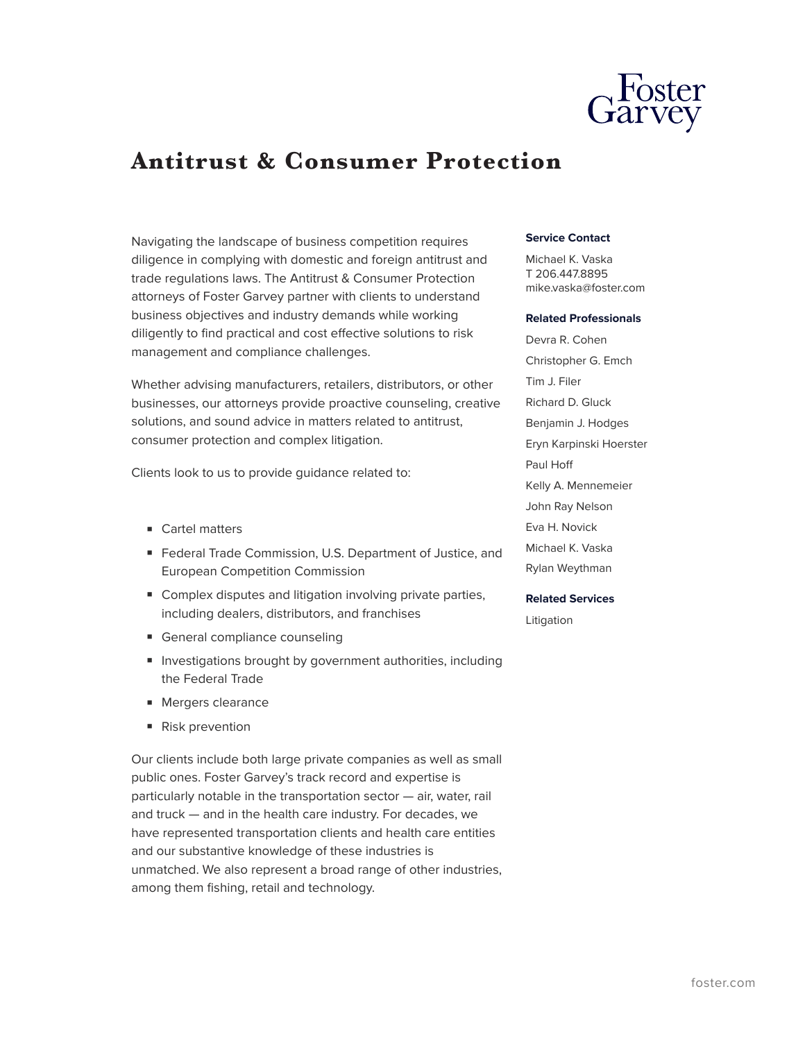Foster Garvey

# Antitrust & Consumer Protection

Navigating the landscape of business competition requires diligence in complying with domestic and foreign antitrust and trade regulations laws. The Antitrust & Consumer Protection attorneys of Foster Garvey partner with clients to understand business objectives and industry demands while working diligently to find practical and cost effective solutions to risk management and compliance challenges.

Whether advising manufacturers, retailers, distributors, or other businesses, our attorneys provide proactive counseling, creative solutions, and sound advice in matters related to antitrust, consumer protection and complex litigation.

Clients look to us to provide guidance related to:

- Cartel matters
- Federal Trade Commission, U.S. Department of Justice, and European Competition Commission
- Complex disputes and litigation involving private parties, including dealers, distributors, and franchises
- General compliance counseling
- Investigations brought by government authorities, including the Federal Trade
- Mergers clearance
- Risk prevention

Our clients include both large private companies as well as small public ones. Foster Garvey's track record and expertise is particularly notable in the transportation sector — air, water, rail and truck — and in the health care industry. For decades, we have represented transportation clients and health care entities and our substantive knowledge of these industries is unmatched. We also represent a broad range of other industries, among them fishing, retail and technology.

**Service Contact**

Michael K. Vaska
T 206.447.8895
mike.vaska@foster.com

**Related Professionals**

Devra R. Cohen
Christopher G. Emch
Tim J. Filer
Richard D. Gluck
Benjamin J. Hodges
Eryn Karpinski Hoerster
Paul Hoff
Kelly A. Mennemeier
John Ray Nelson
Eva H. Novick
Michael K. Vaska
Rylan Weythman

**Related Services**

Litigation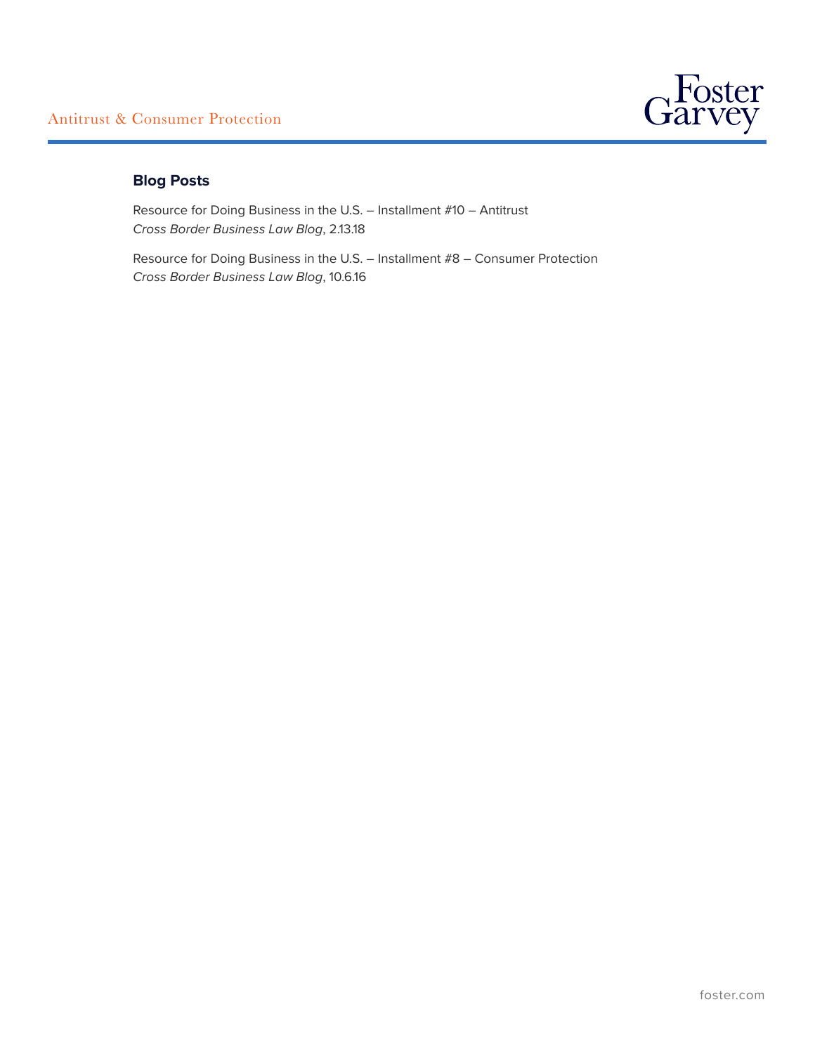## Blog Posts

Resource for Doing Business in the U.S. – Installment #10 – Antitrust
*Cross Border Business Law Blog*, 2.13.18

Resource for Doing Business in the U.S. – Installment #8 – Consumer Protection
*Cross Border Business Law Blog*, 10.6.16